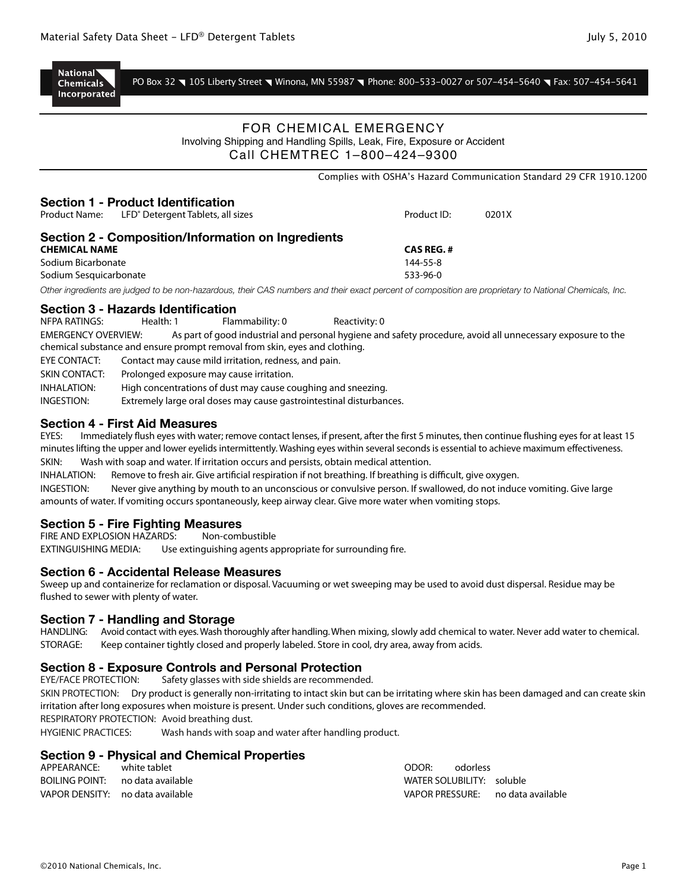**National Chemicals Incorporated**

PO Box 32 ◥ 105 Liberty Street ◥ Winona, MN 55987 ◥ Phone: 800-533-0027 or 507-454-5640 ◥ Fax: 507-454-5641

FOR CHEMICAL EMERGENCY
Involving Shipping and Handling Spills, Leak, Fire, Exposure or Accident
Call CHEMTREC 1–800–424–9300

Complies with OSHA's Hazard Communication Standard 29 CFR 1910.1200

## Section 1 - Product Identification

Product Name: LFD® Detergent Tablets, all sizes Product ID: 0201X

## Section 2 - Composition/Information on Ingredients

| CHEMICAL NAME | CAS REG. # |
|---|---|
| Sodium Bicarbonate | 144-55-8 |
| Sodium Sesquicarbonate | 533-96-0 |

*Other ingredients are judged to be non-hazardous, their CAS numbers and their exact percent of composition are proprietary to National Chemicals, Inc.*

## Section 3 - Hazards Identification

NFPA RATINGS: Health: 1 Flammability: 0 Reactivity: 0

EMERGENCY OVERVIEW: As part of good industrial and personal hygiene and safety procedure, avoid all unnecessary exposure to the chemical substance and ensure prompt removal from skin, eyes and clothing.

EYE CONTACT: Contact may cause mild irritation, redness, and pain.

SKIN CONTACT: Prolonged exposure may cause irritation.

INHALATION: High concentrations of dust may cause coughing and sneezing.

INGESTION: Extremely large oral doses may cause gastrointestinal disturbances.

## Section 4 - First Aid Measures

EYES: Immediately flush eyes with water; remove contact lenses, if present, after the first 5 minutes, then continue flushing eyes for at least 15 minutes lifting the upper and lower eyelids intermittently. Washing eyes within several seconds is essential to achieve maximum effectiveness.

SKIN: Wash with soap and water. If irritation occurs and persists, obtain medical attention.

INHALATION: Remove to fresh air. Give artificial respiration if not breathing. If breathing is difficult, give oxygen.

INGESTION: Never give anything by mouth to an unconscious or convulsive person. If swallowed, do not induce vomiting. Give large amounts of water. If vomiting occurs spontaneously, keep airway clear. Give more water when vomiting stops.

## Section 5 - Fire Fighting Measures

FIRE AND EXPLOSION HAZARDS: Non-combustible

EXTINGUISHING MEDIA: Use extinguishing agents appropriate for surrounding fire.

## Section 6 - Accidental Release Measures

Sweep up and containerize for reclamation or disposal. Vacuuming or wet sweeping may be used to avoid dust dispersal. Residue may be flushed to sewer with plenty of water.

## Section 7 - Handling and Storage

HANDLING: Avoid contact with eyes. Wash thoroughly after handling. When mixing, slowly add chemical to water. Never add water to chemical.

STORAGE: Keep container tightly closed and properly labeled. Store in cool, dry area, away from acids.

## Section 8 - Exposure Controls and Personal Protection

EYE/FACE PROTECTION: Safety glasses with side shields are recommended.

SKIN PROTECTION: Dry product is generally non-irritating to intact skin but can be irritating where skin has been damaged and can create skin irritation after long exposures when moisture is present. Under such conditions, gloves are recommended.

RESPIRATORY PROTECTION: Avoid breathing dust.

HYGIENIC PRACTICES: Wash hands with soap and water after handling product.

## Section 9 - Physical and Chemical Properties

APPEARANCE: white tablet
BOILING POINT: no data available
VAPOR DENSITY: no data available
ODOR: odorless
WATER SOLUBILITY: soluble
VAPOR PRESSURE: no data available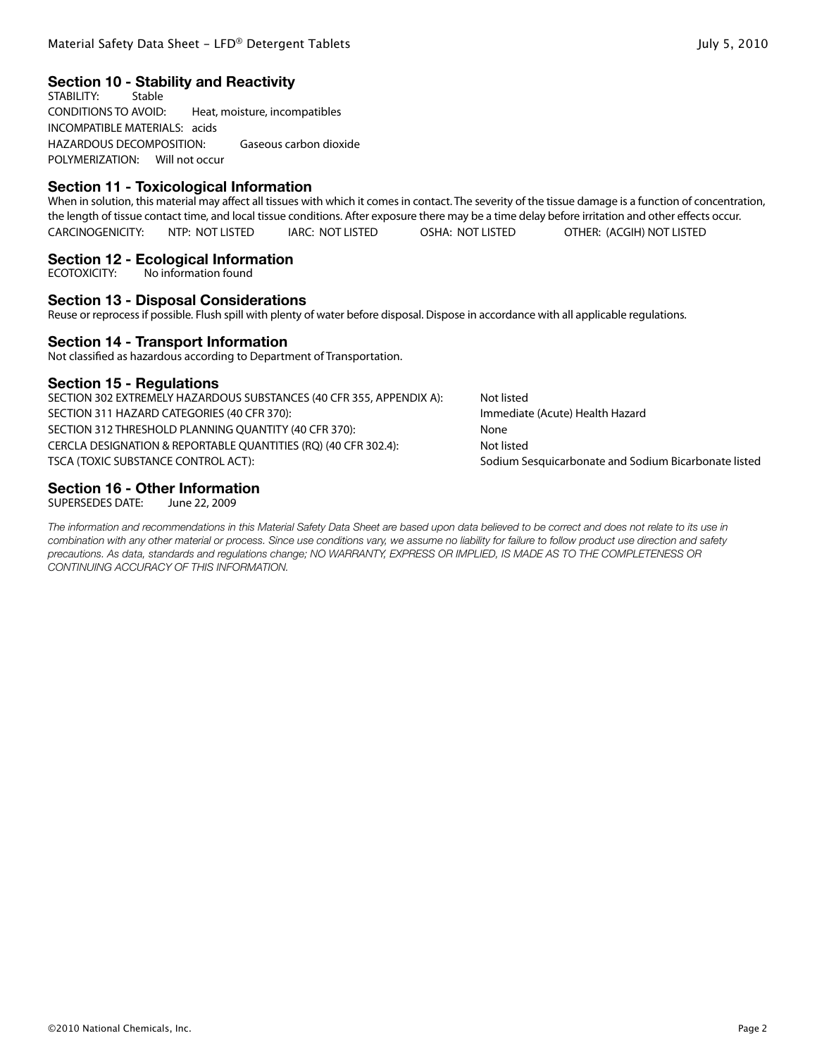## Section 10 - Stability and Reactivity

STABILITY: Stable

CONDITIONS TO AVOID: Heat, moisture, incompatibles

INCOMPATIBLE MATERIALS: acids

HAZARDOUS DECOMPOSITION: Gaseous carbon dioxide

POLYMERIZATION: Will not occur

## Section 11 - Toxicological Information

When in solution, this material may affect all tissues with which it comes in contact. The severity of the tissue damage is a function of concentration, the length of tissue contact time, and local tissue conditions. After exposure there may be a time delay before irritation and other effects occur.

CARCINOGENICITY: NTP: NOT LISTED IARC: NOT LISTED OSHA: NOT LISTED OTHER: (ACGIH) NOT LISTED

## Section 12 - Ecological Information

ECOTOXICITY: No information found

## Section 13 - Disposal Considerations

Reuse or reprocess if possible. Flush spill with plenty of water before disposal. Dispose in accordance with all applicable regulations.

## Section 14 - Transport Information

Not classified as hazardous according to Department of Transportation.

## Section 15 - Regulations

| | |
|---|---|
| SECTION 302 EXTREMELY HAZARDOUS SUBSTANCES (40 CFR 355, APPENDIX A): | Not listed |
| SECTION 311 HAZARD CATEGORIES (40 CFR 370): | Immediate (Acute) Health Hazard |
| SECTION 312 THRESHOLD PLANNING QUANTITY (40 CFR 370): | None |
| CERCLA DESIGNATION & REPORTABLE QUANTITIES (RQ) (40 CFR 302.4): | Not listed |
| TSCA (TOXIC SUBSTANCE CONTROL ACT): | Sodium Sesquicarbonate and Sodium Bicarbonate listed |

## Section 16 - Other Information

SUPERSEDES DATE: June 22, 2009

*The information and recommendations in this Material Safety Data Sheet are based upon data believed to be correct and does not relate to its use in combination with any other material or process. Since use conditions vary, we assume no liability for failure to follow product use direction and safety precautions. As data, standards and regulations change; NO WARRANTY, EXPRESS OR IMPLIED, IS MADE AS TO THE COMPLETENESS OR CONTINUING ACCURACY OF THIS INFORMATION.*